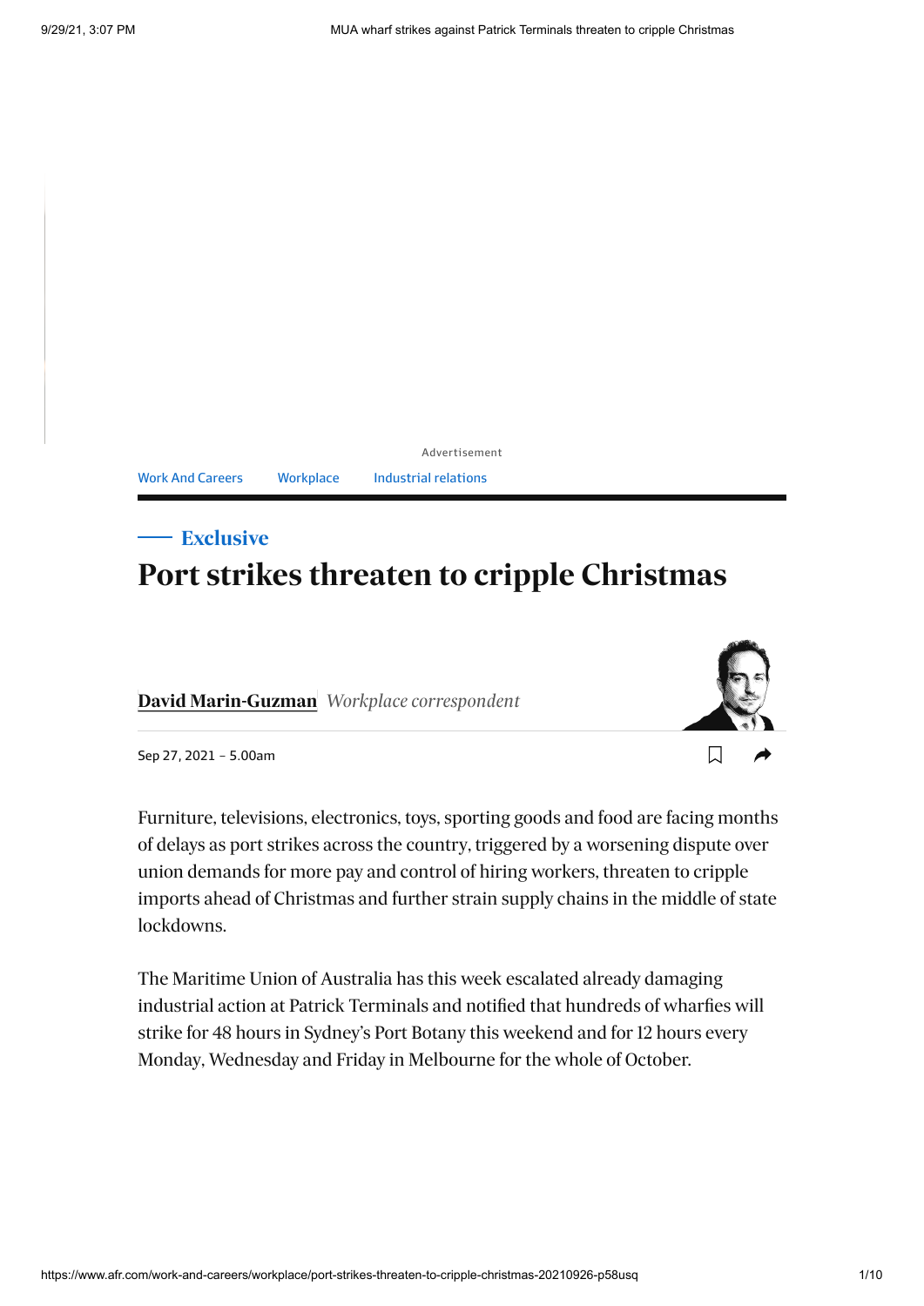Advertisement

Work And Careers | Workplace | Industrial relations

Exclusive

# Port strikes threaten to cripple Christmas

**David Marin-Guzman** *Workplace correspondent*

Sep 27, 2021 – 5.00am

Furniture, televisions, electronics, toys, sporting goods and food are facing months of delays as port strikes across the country, triggered by a worsening dispute over union demands for more pay and control of hiring workers, threaten to cripple imports ahead of Christmas and further strain supply chains in the middle of state lockdowns.

The Maritime Union of Australia has this week escalated already damaging industrial action at Patrick Terminals and notified that hundreds of wharfies will strike for 48 hours in Sydney's Port Botany this weekend and for 12 hours every Monday, Wednesday and Friday in Melbourne for the whole of October.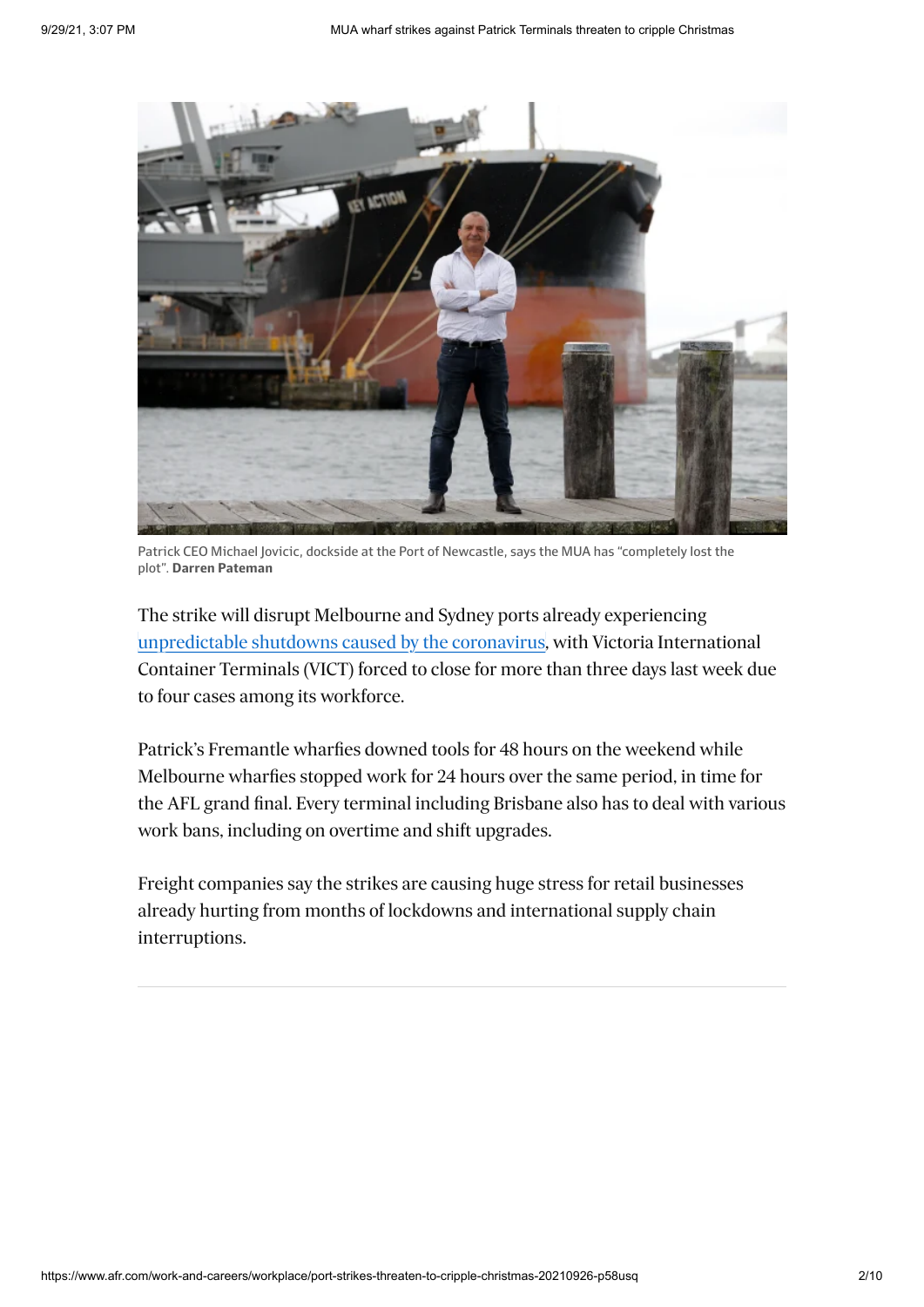Patrick CEO Michael Jovicic, dockside at the Port of Newcastle, says the MUA has "completely lost the plot". **Darren Pateman**

The strike will disrupt Melbourne and Sydney ports already experiencing unpredictable shutdowns caused by the coronavirus, with Victoria International Container Terminals (VICT) forced to close for more than three days last week due to four cases among its workforce.

Patrick's Fremantle wharfies downed tools for 48 hours on the weekend while Melbourne wharfies stopped work for 24 hours over the same period, in time for the AFL grand final. Every terminal including Brisbane also has to deal with various work bans, including on overtime and shift upgrades.

Freight companies say the strikes are causing huge stress for retail businesses already hurting from months of lockdowns and international supply chain interruptions.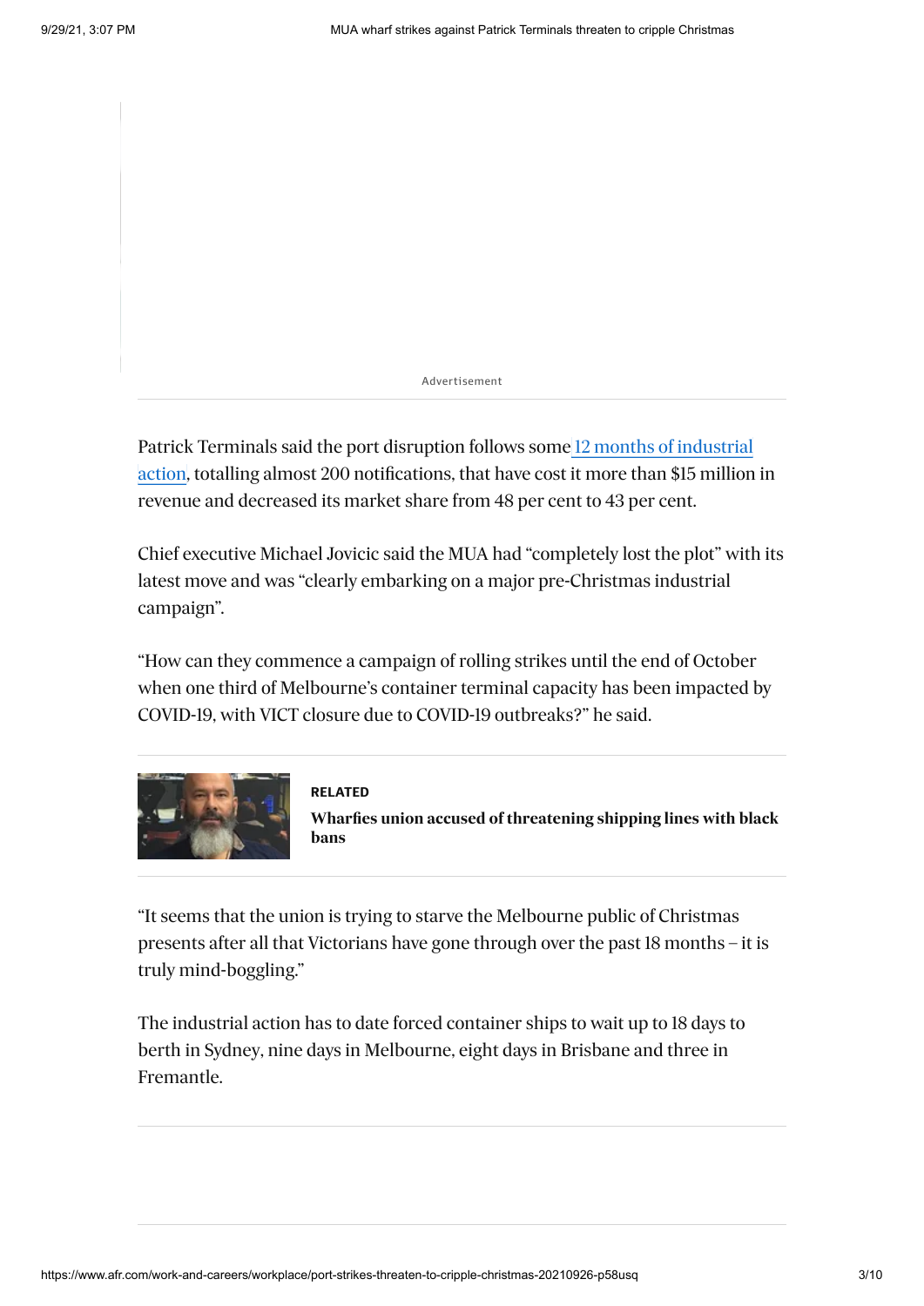Advertisement

Patrick Terminals said the port disruption follows some 12 months of industrial action, totalling almost 200 notifications, that have cost it more than $15 million in revenue and decreased its market share from 48 per cent to 43 per cent.

Chief executive Michael Jovicic said the MUA had "completely lost the plot" with its latest move and was "clearly embarking on a major pre-Christmas industrial campaign".

"How can they commence a campaign of rolling strikes until the end of October when one third of Melbourne's container terminal capacity has been impacted by COVID-19, with VICT closure due to COVID-19 outbreaks?" he said.

**RELATED**

**Wharfies union accused of threatening shipping lines with black bans**

"It seems that the union is trying to starve the Melbourne public of Christmas presents after all that Victorians have gone through over the past 18 months – it is truly mind-boggling."

The industrial action has to date forced container ships to wait up to 18 days to berth in Sydney, nine days in Melbourne, eight days in Brisbane and three in Fremantle.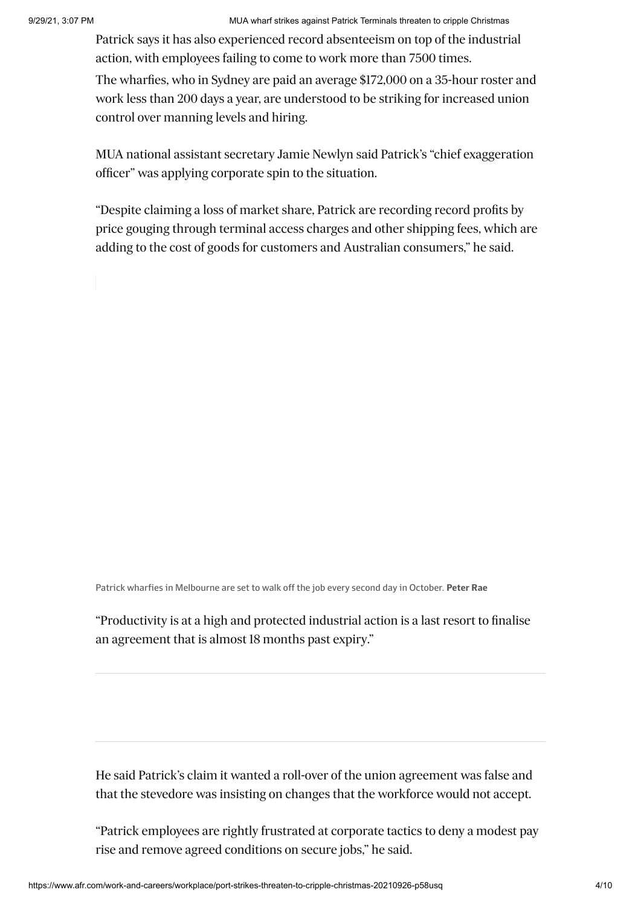Patrick says it has also experienced record absenteeism on top of the industrial action, with employees failing to come to work more than 7500 times.

The wharfies, who in Sydney are paid an average $172,000 on a 35-hour roster and work less than 200 days a year, are understood to be striking for increased union control over manning levels and hiring.

MUA national assistant secretary Jamie Newlyn said Patrick's "chief exaggeration officer" was applying corporate spin to the situation.

"Despite claiming a loss of market share, Patrick are recording record profits by price gouging through terminal access charges and other shipping fees, which are adding to the cost of goods for customers and Australian consumers," he said.

Patrick wharfies in Melbourne are set to walk off the job every second day in October. **Peter Rae**

"Productivity is at a high and protected industrial action is a last resort to finalise an agreement that is almost 18 months past expiry."

He said Patrick's claim it wanted a roll-over of the union agreement was false and that the stevedore was insisting on changes that the workforce would not accept.

"Patrick employees are rightly frustrated at corporate tactics to deny a modest pay rise and remove agreed conditions on secure jobs," he said.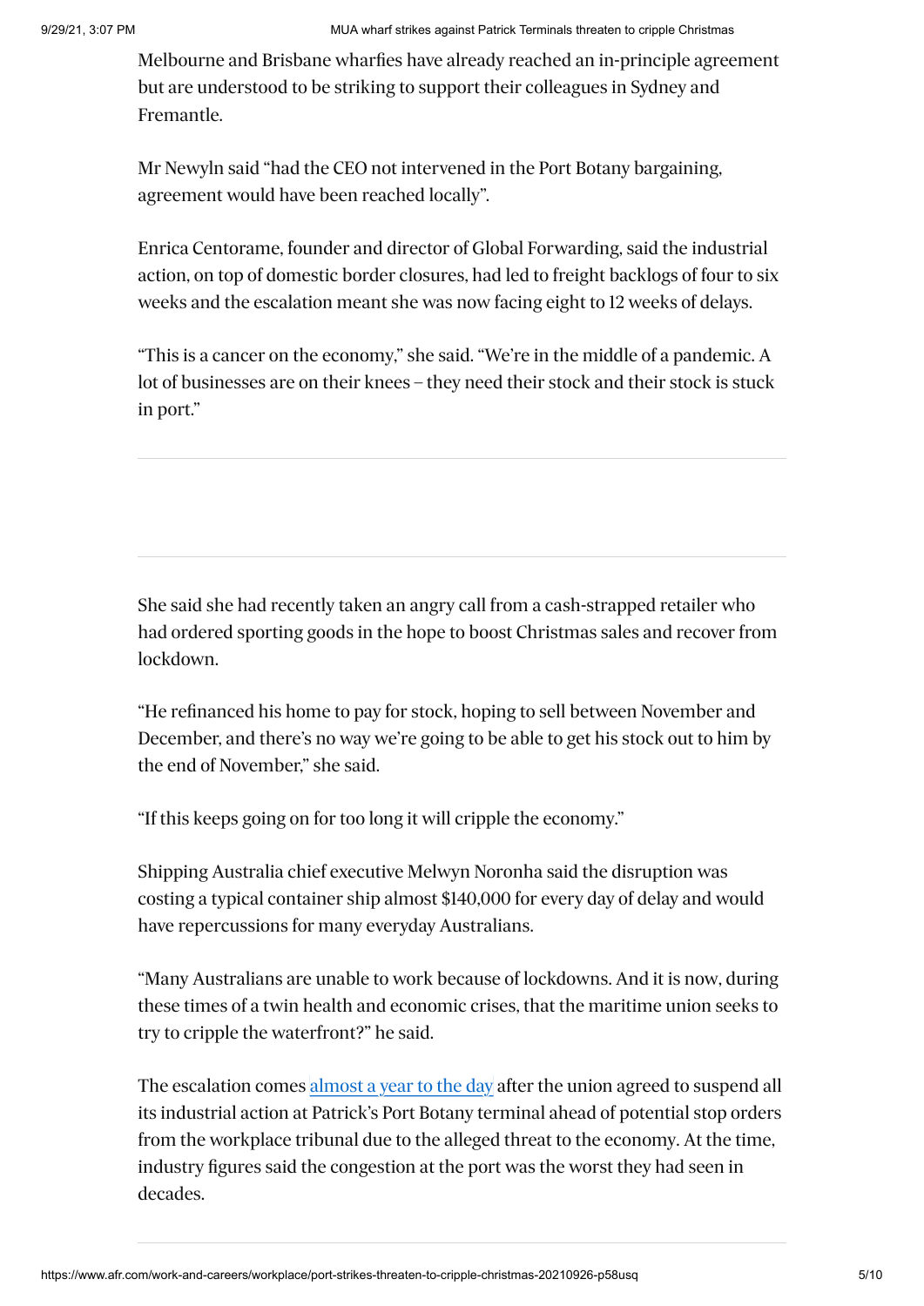Melbourne and Brisbane wharfies have already reached an in-principle agreement but are understood to be striking to support their colleagues in Sydney and Fremantle.

Mr Newyln said "had the CEO not intervened in the Port Botany bargaining, agreement would have been reached locally".

Enrica Centorame, founder and director of Global Forwarding, said the industrial action, on top of domestic border closures, had led to freight backlogs of four to six weeks and the escalation meant she was now facing eight to 12 weeks of delays.

"This is a cancer on the economy," she said. "We're in the middle of a pandemic. A lot of businesses are on their knees – they need their stock and their stock is stuck in port."

She said she had recently taken an angry call from a cash-strapped retailer who had ordered sporting goods in the hope to boost Christmas sales and recover from lockdown.

"He refinanced his home to pay for stock, hoping to sell between November and December, and there's no way we're going to be able to get his stock out to him by the end of November," she said.

"If this keeps going on for too long it will cripple the economy."

Shipping Australia chief executive Melwyn Noronha said the disruption was costing a typical container ship almost $140,000 for every day of delay and would have repercussions for many everyday Australians.

"Many Australians are unable to work because of lockdowns. And it is now, during these times of a twin health and economic crises, that the maritime union seeks to try to cripple the waterfront?" he said.

The escalation comes almost a year to the day after the union agreed to suspend all its industrial action at Patrick's Port Botany terminal ahead of potential stop orders from the workplace tribunal due to the alleged threat to the economy. At the time, industry figures said the congestion at the port was the worst they had seen in decades.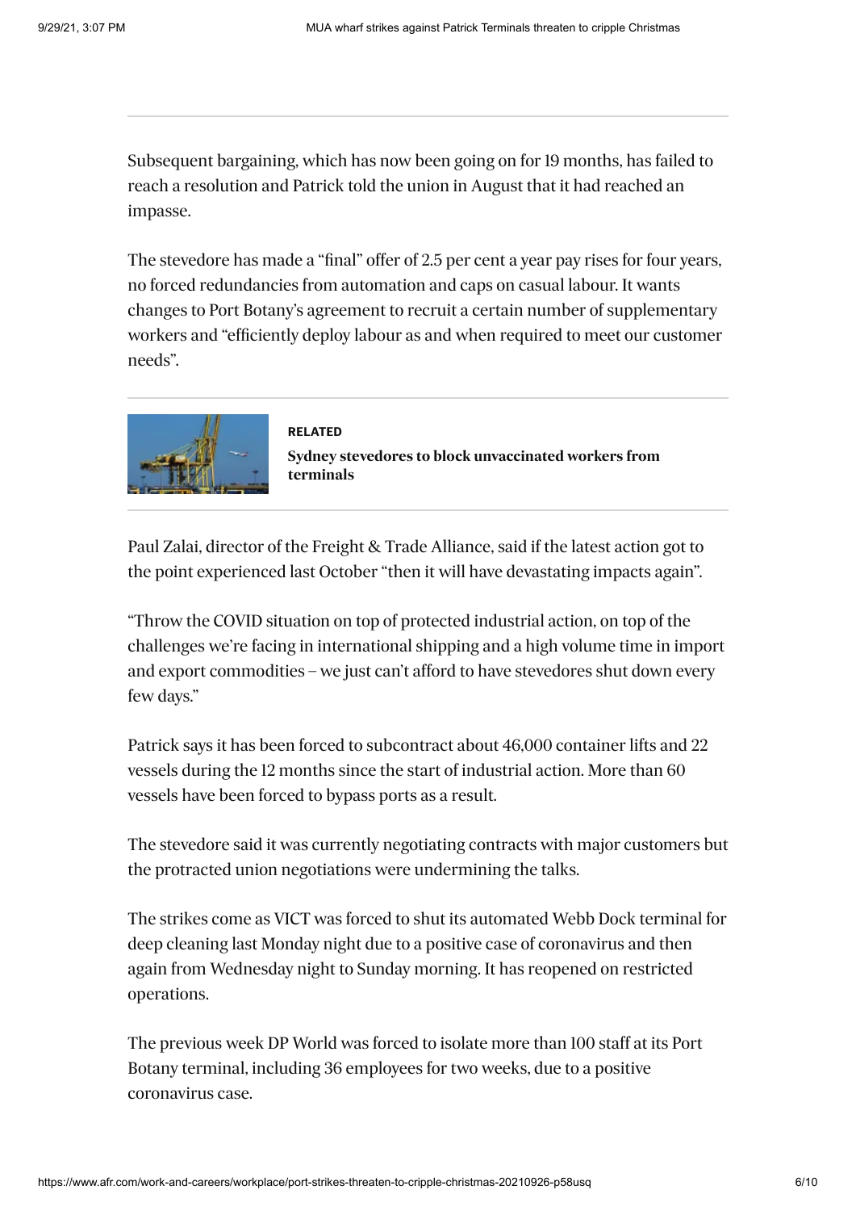Subsequent bargaining, which has now been going on for 19 months, has failed to reach a resolution and Patrick told the union in August that it had reached an impasse.

The stevedore has made a "final" offer of 2.5 per cent a year pay rises for four years, no forced redundancies from automation and caps on casual labour. It wants changes to Port Botany's agreement to recruit a certain number of supplementary workers and "efficiently deploy labour as and when required to meet our customer needs".

**RELATED**

**Sydney stevedores to block unvaccinated workers from terminals**

Paul Zalai, director of the Freight & Trade Alliance, said if the latest action got to the point experienced last October "then it will have devastating impacts again".

"Throw the COVID situation on top of protected industrial action, on top of the challenges we're facing in international shipping and a high volume time in import and export commodities – we just can't afford to have stevedores shut down every few days."

Patrick says it has been forced to subcontract about 46,000 container lifts and 22 vessels during the 12 months since the start of industrial action. More than 60 vessels have been forced to bypass ports as a result.

The stevedore said it was currently negotiating contracts with major customers but the protracted union negotiations were undermining the talks.

The strikes come as VICT was forced to shut its automated Webb Dock terminal for deep cleaning last Monday night due to a positive case of coronavirus and then again from Wednesday night to Sunday morning. It has reopened on restricted operations.

The previous week DP World was forced to isolate more than 100 staff at its Port Botany terminal, including 36 employees for two weeks, due to a positive coronavirus case.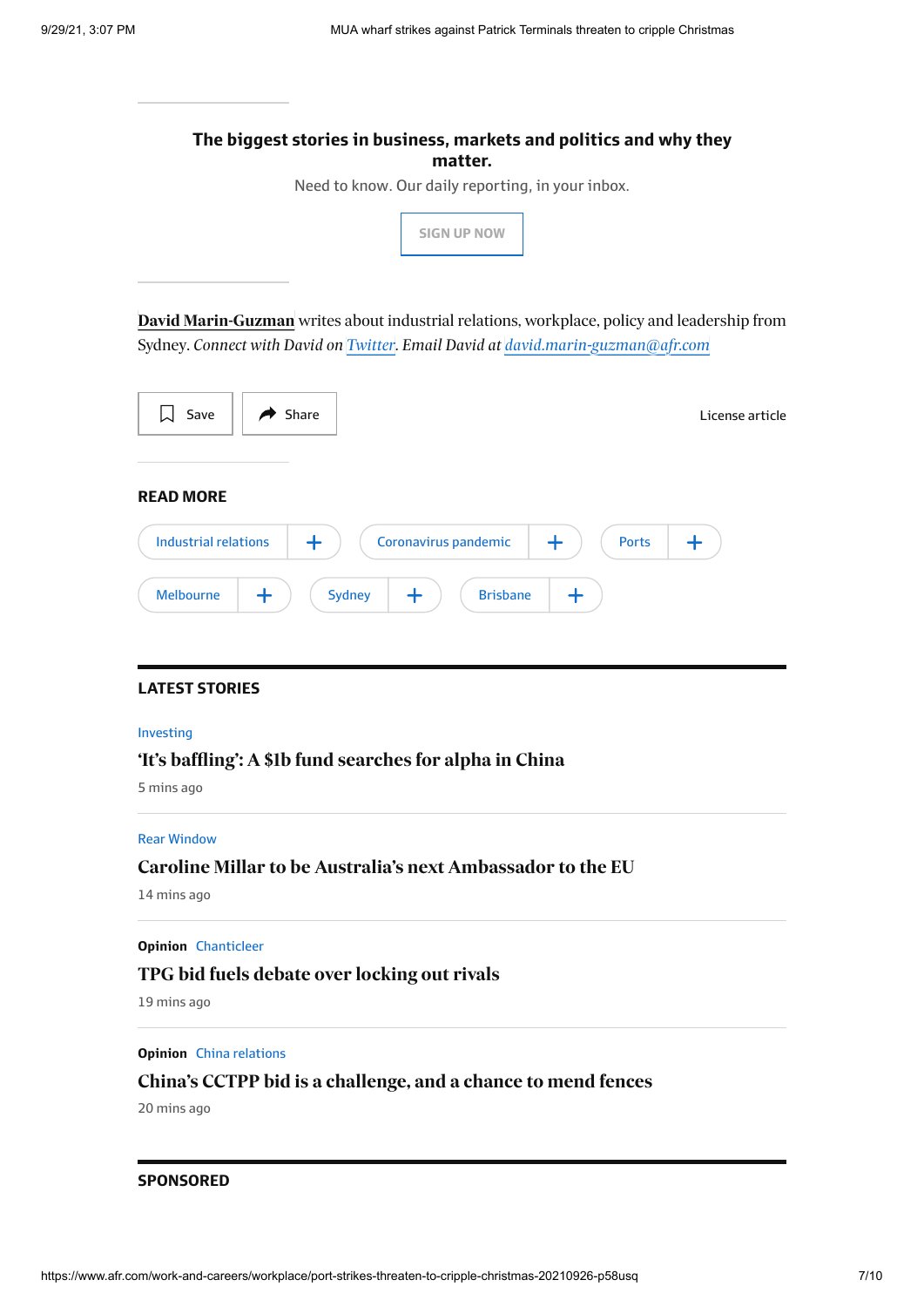**The biggest stories in business, markets and politics and why they matter.**

Need to know. Our daily reporting, in your inbox.

SIGN UP NOW

**David Marin-Guzman** writes about industrial relations, workplace, policy and leadership from Sydney. *Connect with David on Twitter. Email David at david.marin-guzman@afr.com*

Save | Share | License article

## READ MORE

Industrial relations | Coronavirus pandemic | Ports | Melbourne | Sydney | Brisbane

## LATEST STORIES

Investing

**'It's baffling': A $1b fund searches for alpha in China**

5 mins ago

Rear Window

**Caroline Millar to be Australia's next Ambassador to the EU**

14 mins ago

**Opinion** Chanticleer

**TPG bid fuels debate over locking out rivals**

19 mins ago

**Opinion** China relations

**China's CCTPP bid is a challenge, and a chance to mend fences**

20 mins ago

## SPONSORED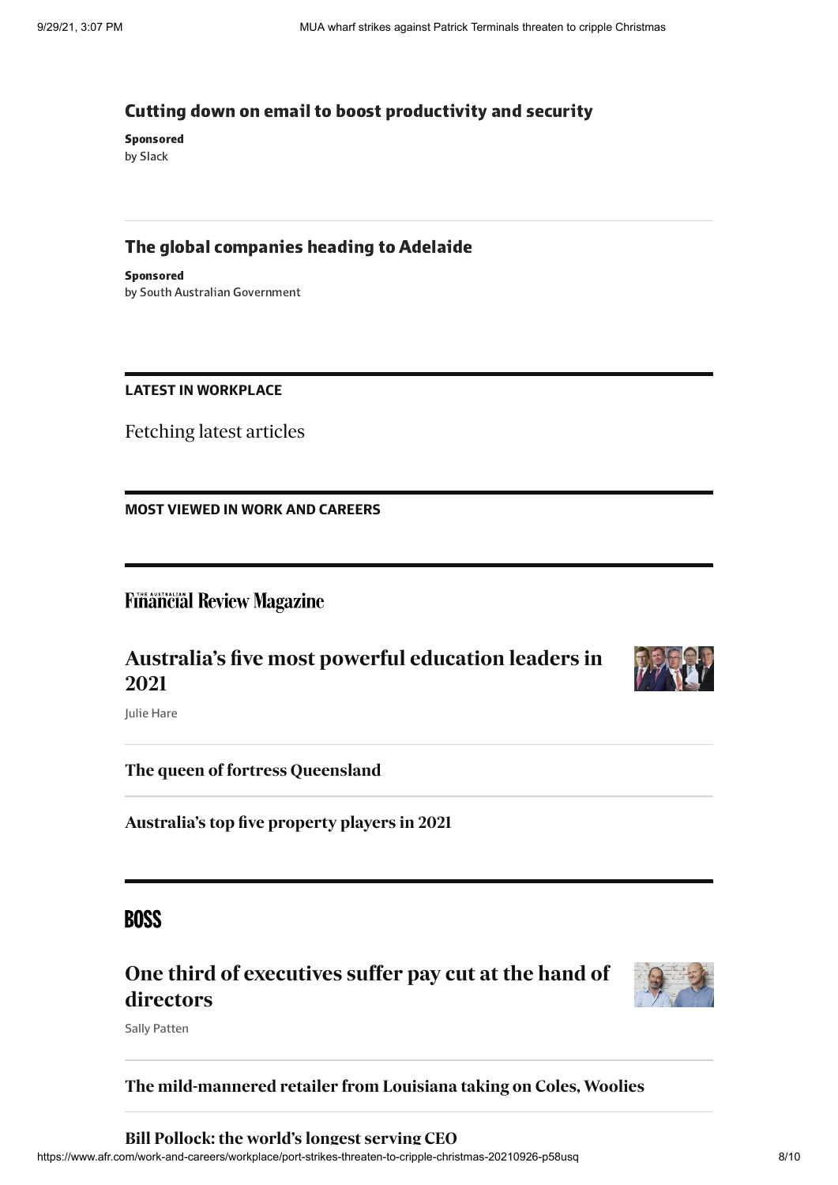### Cutting down on email to boost productivity and security

**Sponsored**
by Slack

---

### The global companies heading to Adelaide

**Sponsored**
by South Australian Government

---

**LATEST IN WORKPLACE**

Fetching latest articles

---

**MOST VIEWED IN WORK AND CAREERS**

---

## The Australian Financial Review Magazine

### Australia's five most powerful education leaders in 2021

Julie Hare

---

### The queen of fortress Queensland

---

### Australia's top five property players in 2021

---

## BOSS

### One third of executives suffer pay cut at the hand of directors

Sally Patten

---

### The mild-mannered retailer from Louisiana taking on Coles, Woolies

---

### Bill Pollock: the world's longest serving CEO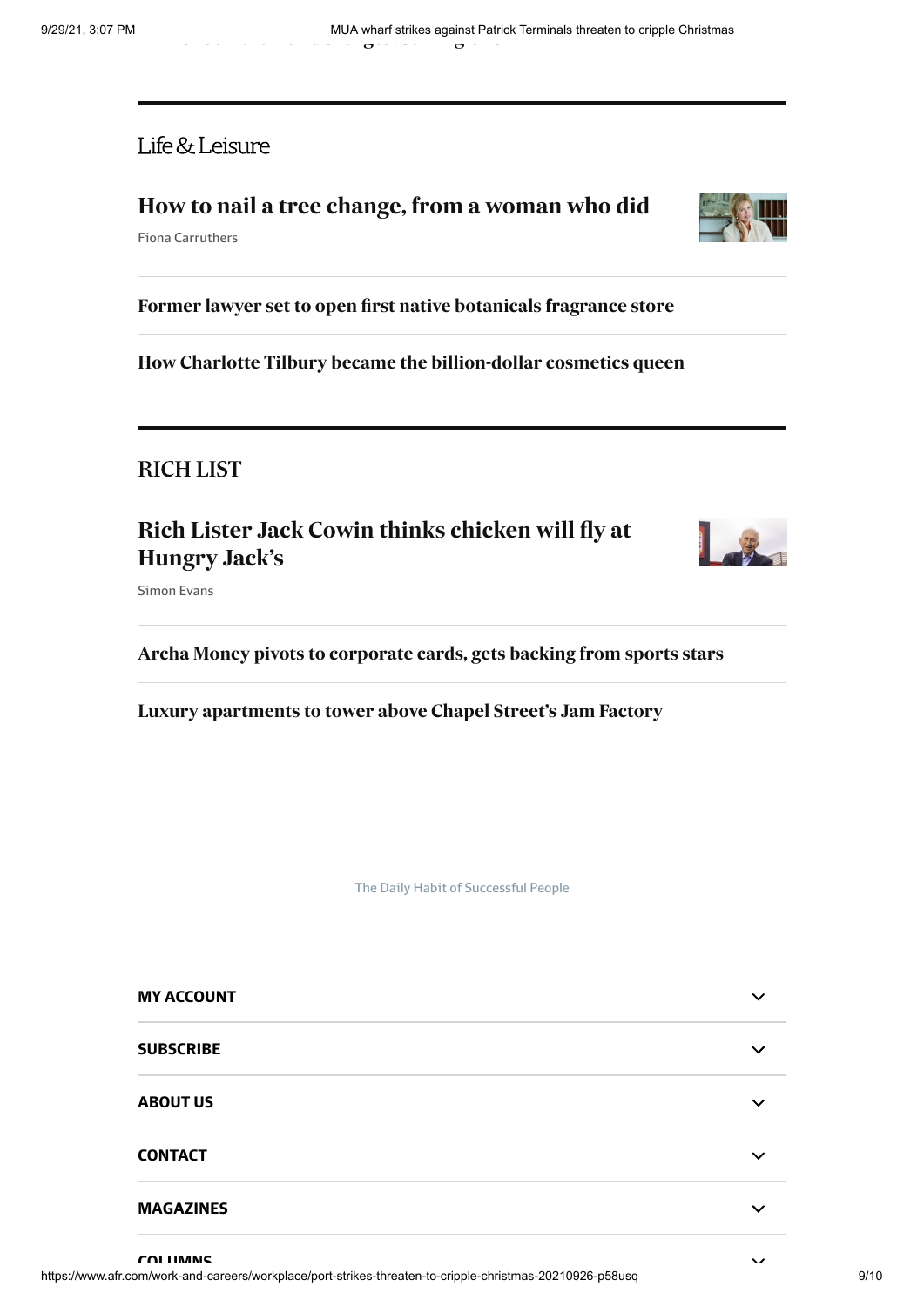## Life & Leisure

### How to nail a tree change, from a woman who did

Fiona Carruthers

### Former lawyer set to open first native botanicals fragrance store

### How Charlotte Tilbury became the billion-dollar cosmetics queen

## RICH LIST

### Rich Lister Jack Cowin thinks chicken will fly at Hungry Jack's

Simon Evans

### Archa Money pivots to corporate cards, gets backing from sports stars

### Luxury apartments to tower above Chapel Street's Jam Factory

The Daily Habit of Successful People

**MY ACCOUNT**

**SUBSCRIBE**

**ABOUT US**

**CONTACT**

**MAGAZINES**

**COLUMNS**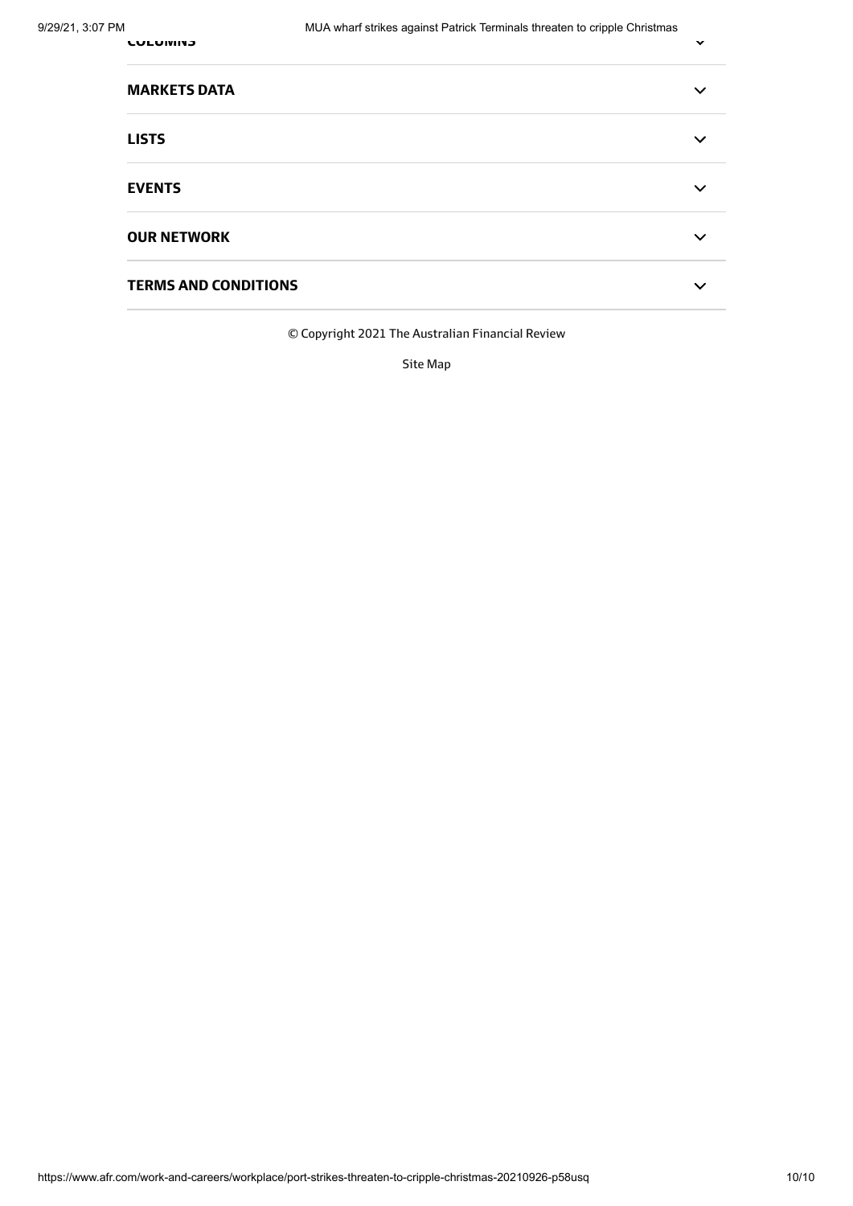**COLUMNS**

**MARKETS DATA**

**LISTS**

**EVENTS**

**OUR NETWORK**

**TERMS AND CONDITIONS**

© Copyright 2021 The Australian Financial Review

Site Map